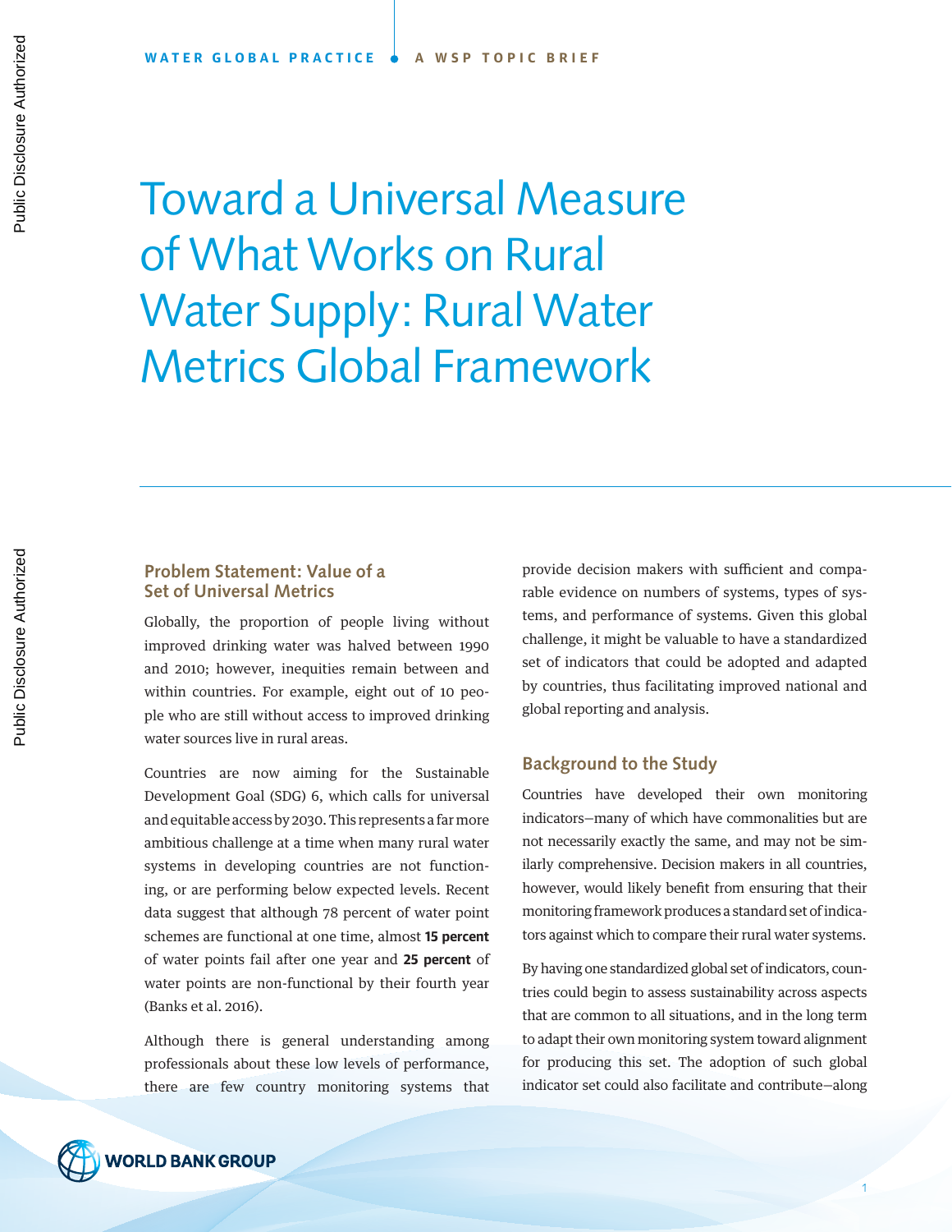# Toward a Universal Measure of What Works on Rural Water Supply: Rural Water Metrics Global Framework

## Problem Statement: Value of a Set of Universal Metrics

Globally, the proportion of people living without improved drinking water was halved between 1990 and 2010; however, inequities remain between and within countries. For example, eight out of 10 people who are still without access to improved drinking water sources live in rural areas.

Countries are now aiming for the Sustainable Development Goal (SDG) 6, which calls for universal and equitable access by 2030. This represents a far more ambitious challenge at a time when many rural water systems in developing countries are not functioning, or are performing below expected levels. Recent data suggest that although 78 percent of water point schemes are functional at one time, almost **15 percent** of water points fail after one year and **25 percent** of water points are non-functional by their fourth year (Banks et al. 2016).

Although there is general understanding among professionals about these low levels of performance, there are few country monitoring systems that provide decision makers with sufficient and comparable evidence on numbers of systems, types of systems, and performance of systems. Given this global challenge, it might be valuable to have a standardized set of indicators that could be adopted and adapted by countries, thus facilitating improved national and global reporting and analysis.

## Background to the Study

Countries have developed their own monitoring indicators—many of which have commonalities but are not necessarily exactly the same, and may not be similarly comprehensive. Decision makers in all countries, however, would likely benefit from ensuring that their monitoring framework produces a standard set of indicators against which to compare their rural water systems.

By having one standardized global set of indicators, countries could begin to assess sustainability across aspects that are common to all situations, and in the long term to adapt their own monitoring system toward alignment for producing this set. The adoption of such global indicator set could also facilitate and contribute—along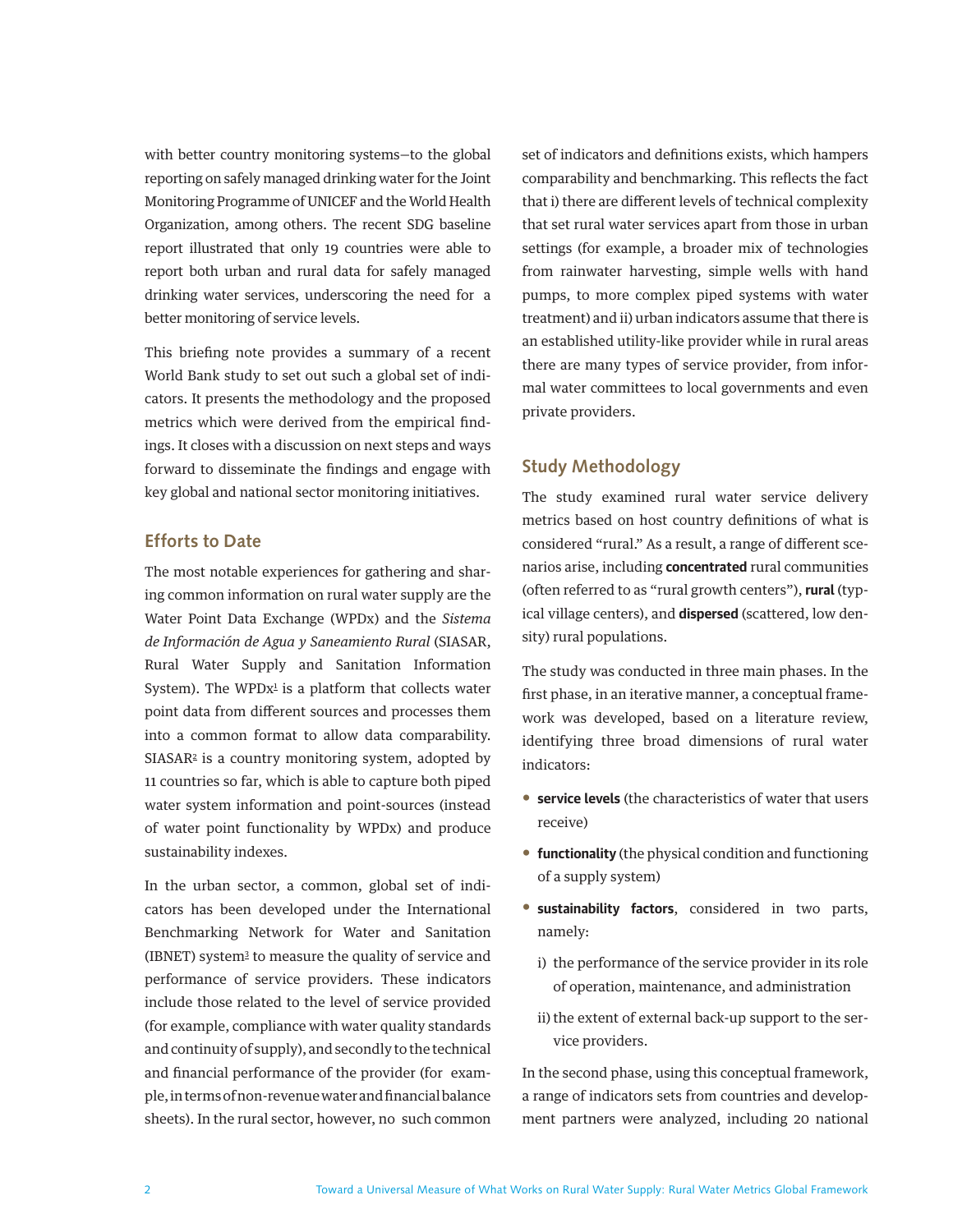with better country monitoring systems—to the global reporting on safely managed drinking water for the Joint Monitoring Programme of UNICEF and the World Health Organization, among others. The recent SDG baseline report illustrated that only 19 countries were able to report both urban and rural data for safely managed drinking water services, underscoring the need for a better monitoring of service levels.

This briefing note provides a summary of a recent World Bank study to set out such a global set of indicators. It presents the methodology and the proposed metrics which were derived from the empirical findings. It closes with a discussion on next steps and ways forward to disseminate the findings and engage with key global and national sector monitoring initiatives.

## Efforts to Date

The most notable experiences for gathering and sharing common information on rural water supply are the Water Point Data Exchange (WPDx) and the *Sistema de Información de Agua y Saneamiento Rural* (SIASAR, Rural Water Supply and Sanitation Information System). The WPDx[1] is a platform that collects water point data from different sources and processes them into a common format to allow data comparability. SIASAR[2] is a country monitoring system, adopted by 11 countries so far, which is able to capture both piped water system information and point-sources (instead of water point functionality by WPDx) and produce sustainability indexes.

In the urban sector, a common, global set of indicators has been developed under the International Benchmarking Network for Water and Sanitation (IBNET) system[3] to measure the quality of service and performance of service providers. These indicators include those related to the level of service provided (for example, compliance with water quality standards and continuity of supply), and secondly to the technical and financial performance of the provider (for example, in terms of non-revenue water and financial balance sheets). In the rural sector, however, no such common set of indicators and definitions exists, which hampers comparability and benchmarking. This reflects the fact that i) there are different levels of technical complexity that set rural water services apart from those in urban settings (for example, a broader mix of technologies from rainwater harvesting, simple wells with hand pumps, to more complex piped systems with water treatment) and ii) urban indicators assume that there is an established utility-like provider while in rural areas there are many types of service provider, from informal water committees to local governments and even private providers.

## Study Methodology

The study examined rural water service delivery metrics based on host country definitions of what is considered "rural." As a result, a range of different scenarios arise, including **concentrated** rural communities (often referred to as "rural growth centers"), **rural** (typical village centers), and **dispersed** (scattered, low density) rural populations.

The study was conducted in three main phases. In the first phase, in an iterative manner, a conceptual framework was developed, based on a literature review, identifying three broad dimensions of rural water indicators:

- **service levels** (the characteristics of water that users receive)
- **functionality** (the physical condition and functioning of a supply system)
- **sustainability factors**, considered in two parts, namely:
  - i) the performance of the service provider in its role of operation, maintenance, and administration
  - ii) the extent of external back-up support to the service providers.

In the second phase, using this conceptual framework, a range of indicators sets from countries and development partners were analyzed, including 20 national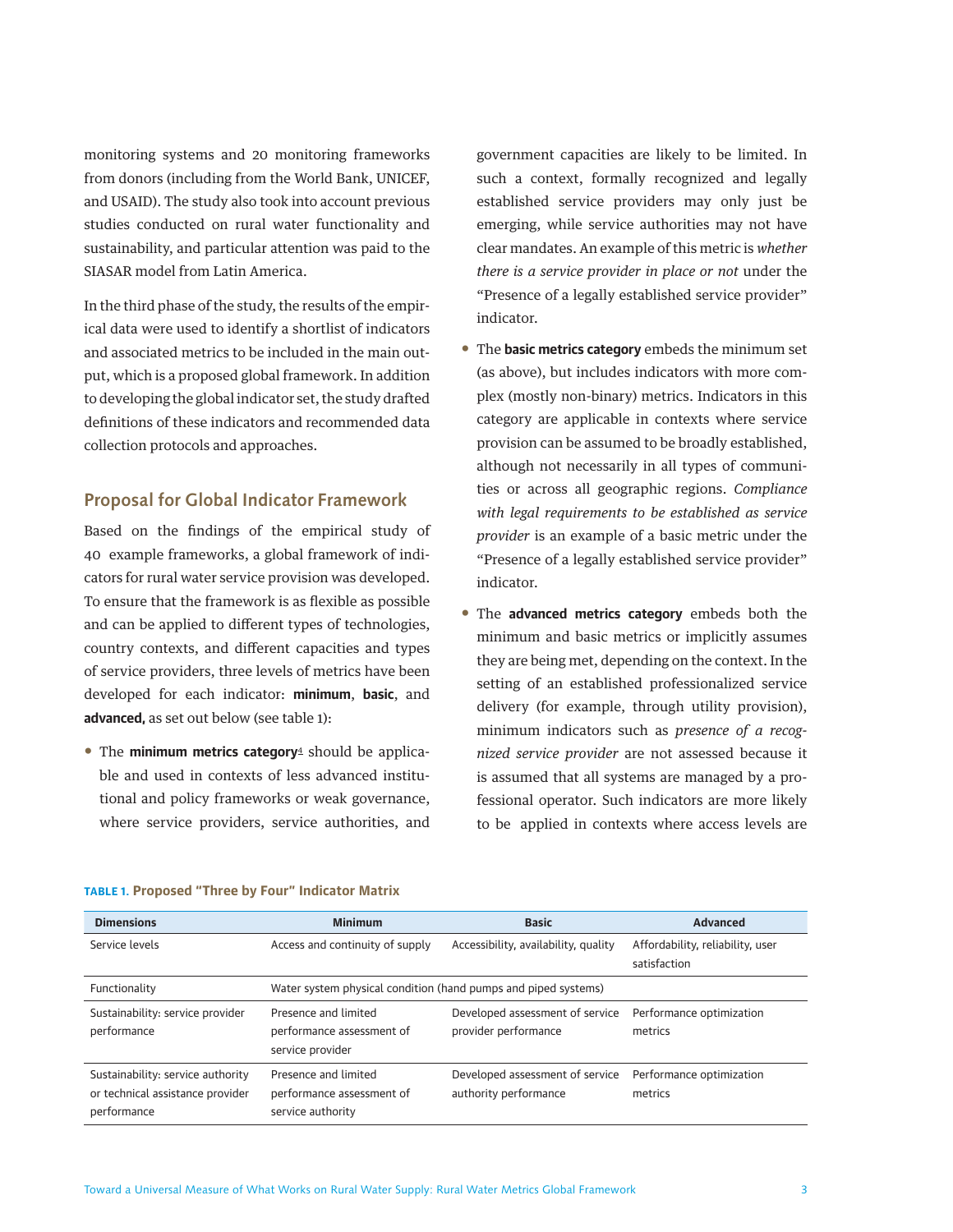monitoring systems and 20 monitoring frameworks from donors (including from the World Bank, UNICEF, and USAID). The study also took into account previous studies conducted on rural water functionality and sustainability, and particular attention was paid to the SIASAR model from Latin America.

In the third phase of the study, the results of the empirical data were used to identify a shortlist of indicators and associated metrics to be included in the main output, which is a proposed global framework. In addition to developing the global indicator set, the study drafted definitions of these indicators and recommended data collection protocols and approaches.

## Proposal for Global Indicator Framework

Based on the findings of the empirical study of 40 example frameworks, a global framework of indicators for rural water service provision was developed. To ensure that the framework is as flexible as possible and can be applied to different types of technologies, country contexts, and different capacities and types of service providers, three levels of metrics have been developed for each indicator: **minimum**, **basic**, and **advanced,** as set out below (see table 1):

- The **minimum metrics category**[4] should be applicable and used in contexts of less advanced institutional and policy frameworks or weak governance, where service providers, service authorities, and government capacities are likely to be limited. In such a context, formally recognized and legally established service providers may only just be emerging, while service authorities may not have clear mandates. An example of this metric is *whether there is a service provider in place or not* under the "Presence of a legally established service provider" indicator.
- The **basic metrics category** embeds the minimum set (as above), but includes indicators with more complex (mostly non-binary) metrics. Indicators in this category are applicable in contexts where service provision can be assumed to be broadly established, although not necessarily in all types of communities or across all geographic regions. *Compliance with legal requirements to be established as service provider* is an example of a basic metric under the "Presence of a legally established service provider" indicator.
- The **advanced metrics category** embeds both the minimum and basic metrics or implicitly assumes they are being met, depending on the context. In the setting of an established professionalized service delivery (for example, through utility provision), minimum indicators such as *presence of a recognized service provider* are not assessed because it is assumed that all systems are managed by a professional operator. Such indicators are more likely to be applied in contexts where access levels are

**TABLE 1. Proposed "Three by Four" Indicator Matrix**

| Dimensions | Minimum | Basic | Advanced |
|---|---|---|---|
| Service levels | Access and continuity of supply | Accessibility, availability, quality | Affordability, reliability, user satisfaction |
| Functionality | Water system physical condition (hand pumps and piped systems) | | |
| Sustainability: service provider performance | Presence and limited performance assessment of service provider | Developed assessment of service provider performance | Performance optimization metrics |
| Sustainability: service authority or technical assistance provider performance | Presence and limited performance assessment of service authority | Developed assessment of service authority performance | Performance optimization metrics |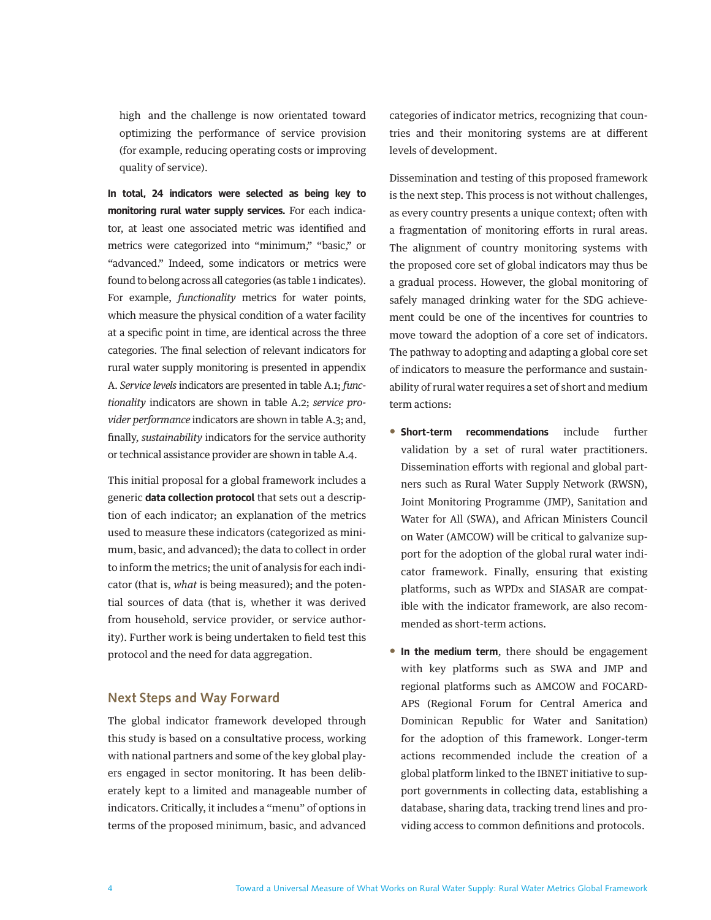high and the challenge is now orientated toward optimizing the performance of service provision (for example, reducing operating costs or improving quality of service).

**In total, 24 indicators were selected as being key to monitoring rural water supply services.** For each indicator, at least one associated metric was identified and metrics were categorized into "minimum," "basic," or "advanced." Indeed, some indicators or metrics were found to belong across all categories (as table 1 indicates). For example, *functionality* metrics for water points, which measure the physical condition of a water facility at a specific point in time, are identical across the three categories. The final selection of relevant indicators for rural water supply monitoring is presented in appendix A. *Service levels* indicators are presented in table A.1; *functionality* indicators are shown in table A.2; *service provider performance* indicators are shown in table A.3; and, finally, *sustainability* indicators for the service authority or technical assistance provider are shown in table A.4.

This initial proposal for a global framework includes a generic **data collection protocol** that sets out a description of each indicator; an explanation of the metrics used to measure these indicators (categorized as minimum, basic, and advanced); the data to collect in order to inform the metrics; the unit of analysis for each indicator (that is, *what* is being measured); and the potential sources of data (that is, whether it was derived from household, service provider, or service authority). Further work is being undertaken to field test this protocol and the need for data aggregation.

## Next Steps and Way Forward

The global indicator framework developed through this study is based on a consultative process, working with national partners and some of the key global players engaged in sector monitoring. It has been deliberately kept to a limited and manageable number of indicators. Critically, it includes a "menu" of options in terms of the proposed minimum, basic, and advanced categories of indicator metrics, recognizing that countries and their monitoring systems are at different levels of development.

Dissemination and testing of this proposed framework is the next step. This process is not without challenges, as every country presents a unique context; often with a fragmentation of monitoring efforts in rural areas. The alignment of country monitoring systems with the proposed core set of global indicators may thus be a gradual process. However, the global monitoring of safely managed drinking water for the SDG achievement could be one of the incentives for countries to move toward the adoption of a core set of indicators. The pathway to adopting and adapting a global core set of indicators to measure the performance and sustainability of rural water requires a set of short and medium term actions:

- **Short-term recommendations** include further validation by a set of rural water practitioners. Dissemination efforts with regional and global partners such as Rural Water Supply Network (RWSN), Joint Monitoring Programme (JMP), Sanitation and Water for All (SWA), and African Ministers Council on Water (AMCOW) will be critical to galvanize support for the adoption of the global rural water indicator framework. Finally, ensuring that existing platforms, such as WPDx and SIASAR are compatible with the indicator framework, are also recommended as short-term actions.
- **In the medium term**, there should be engagement with key platforms such as SWA and JMP and regional platforms such as AMCOW and FOCARD-APS (Regional Forum for Central America and Dominican Republic for Water and Sanitation) for the adoption of this framework. Longer-term actions recommended include the creation of a global platform linked to the IBNET initiative to support governments in collecting data, establishing a database, sharing data, tracking trend lines and providing access to common definitions and protocols.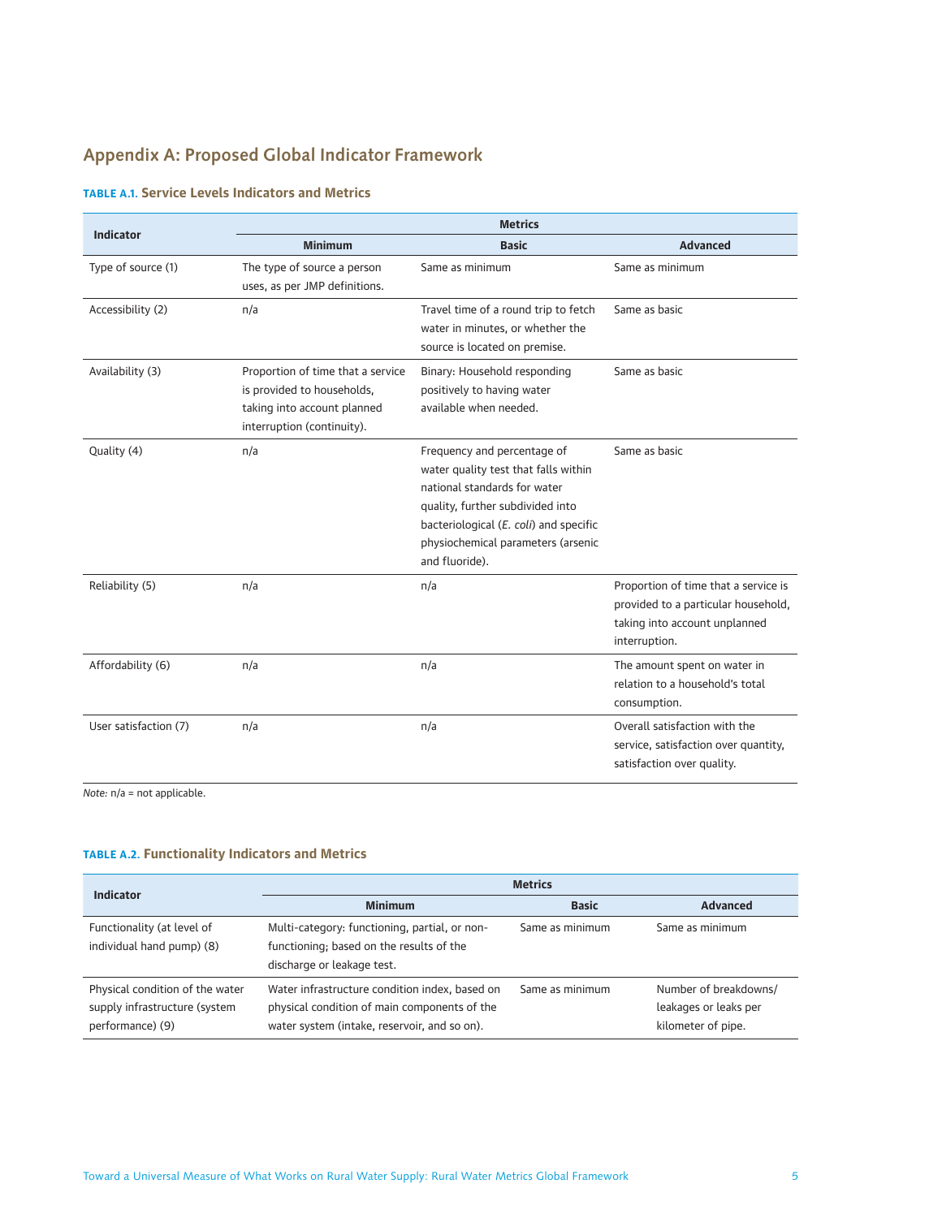## Appendix A: Proposed Global Indicator Framework

**TABLE A.1. Service Levels Indicators and Metrics**

| Indicator | Metrics | | |
|---|---|---|---|
| | **Minimum** | **Basic** | **Advanced** |
| Type of source (1) | The type of source a person uses, as per JMP definitions. | Same as minimum | Same as minimum |
| Accessibility (2) | n/a | Travel time of a round trip to fetch water in minutes, or whether the source is located on premise. | Same as basic |
| Availability (3) | Proportion of time that a service is provided to households, taking into account planned interruption (continuity). | Binary: Household responding positively to having water available when needed. | Same as basic |
| Quality (4) | n/a | Frequency and percentage of water quality test that falls within national standards for water quality, further subdivided into bacteriological (*E. coli*) and specific physiochemical parameters (arsenic and fluoride). | Same as basic |
| Reliability (5) | n/a | n/a | Proportion of time that a service is provided to a particular household, taking into account unplanned interruption. |
| Affordability (6) | n/a | n/a | The amount spent on water in relation to a household's total consumption. |
| User satisfaction (7) | n/a | n/a | Overall satisfaction with the service, satisfaction over quantity, satisfaction over quality. |

*Note:* n/a = not applicable.

**TABLE A.2. Functionality Indicators and Metrics**

| Indicator | Metrics | | |
|---|---|---|---|
| | **Minimum** | **Basic** | **Advanced** |
| Functionality (at level of individual hand pump) (8) | Multi-category: functioning, partial, or non-functioning; based on the results of the discharge or leakage test. | Same as minimum | Same as minimum |
| Physical condition of the water supply infrastructure (system performance) (9) | Water infrastructure condition index, based on physical condition of main components of the water system (intake, reservoir, and so on). | Same as minimum | Number of breakdowns/ leakages or leaks per kilometer of pipe. |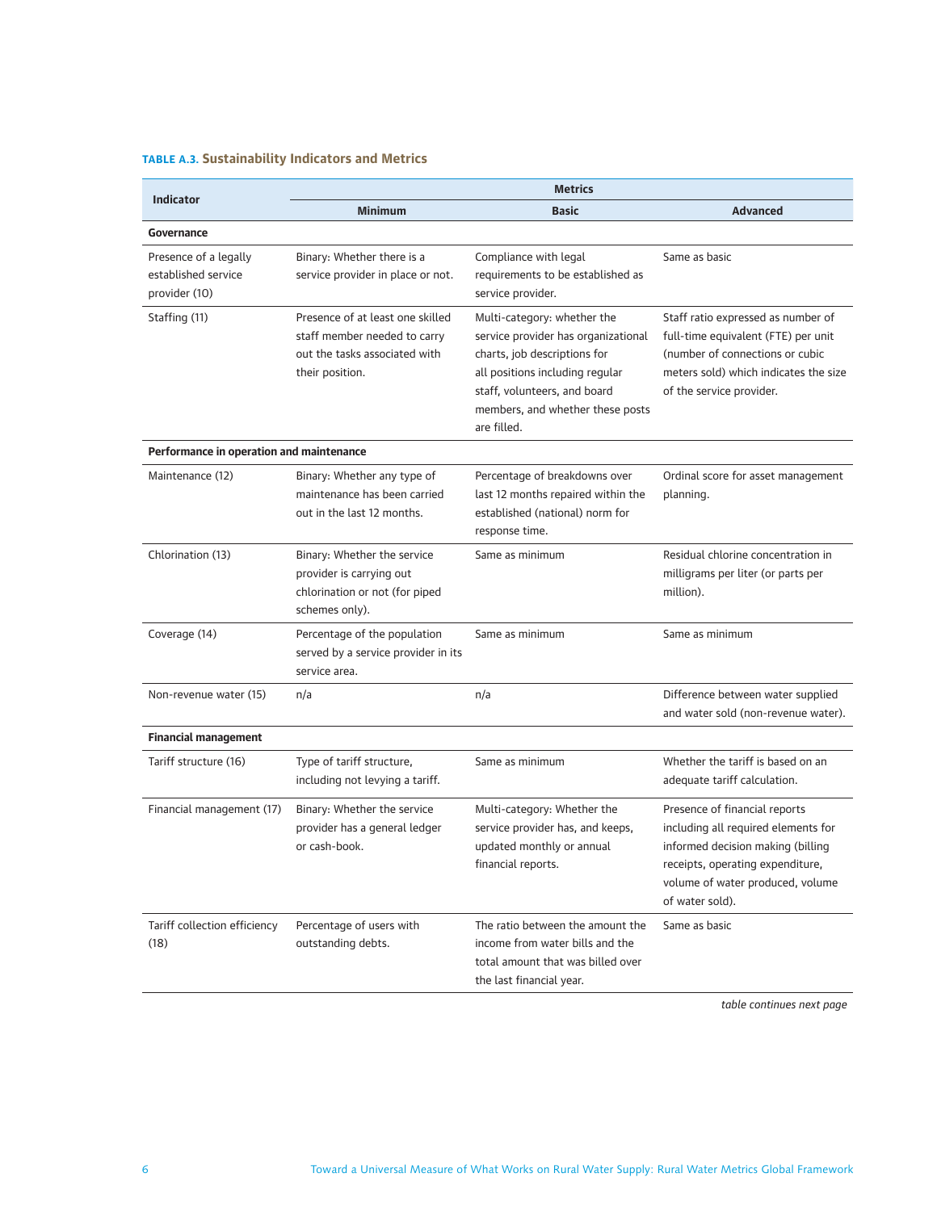**TABLE A.3. Sustainability Indicators and Metrics**

| Indicator | Metrics | | |
|---|---|---|---|
| | **Minimum** | **Basic** | **Advanced** |
| **Governance** | | | |
| Presence of a legally established service provider (10) | Binary: Whether there is a service provider in place or not. | Compliance with legal requirements to be established as service provider. | Same as basic |
| Staffing (11) | Presence of at least one skilled staff member needed to carry out the tasks associated with their position. | Multi-category: whether the service provider has organizational charts, job descriptions for all positions including regular staff, volunteers, and board members, and whether these posts are filled. | Staff ratio expressed as number of full-time equivalent (FTE) per unit (number of connections or cubic meters sold) which indicates the size of the service provider. |
| **Performance in operation and maintenance** | | | |
| Maintenance (12) | Binary: Whether any type of maintenance has been carried out in the last 12 months. | Percentage of breakdowns over last 12 months repaired within the established (national) norm for response time. | Ordinal score for asset management planning. |
| Chlorination (13) | Binary: Whether the service provider is carrying out chlorination or not (for piped schemes only). | Same as minimum | Residual chlorine concentration in milligrams per liter (or parts per million). |
| Coverage (14) | Percentage of the population served by a service provider in its service area. | Same as minimum | Same as minimum |
| Non-revenue water (15) | n/a | n/a | Difference between water supplied and water sold (non-revenue water). |
| **Financial management** | | | |
| Tariff structure (16) | Type of tariff structure, including not levying a tariff. | Same as minimum | Whether the tariff is based on an adequate tariff calculation. |
| Financial management (17) | Binary: Whether the service provider has a general ledger or cash-book. | Multi-category: Whether the service provider has, and keeps, updated monthly or annual financial reports. | Presence of financial reports including all required elements for informed decision making (billing receipts, operating expenditure, volume of water produced, volume of water sold). |
| Tariff collection efficiency (18) | Percentage of users with outstanding debts. | The ratio between the amount the income from water bills and the total amount that was billed over the last financial year. | Same as basic |

*table continues next page*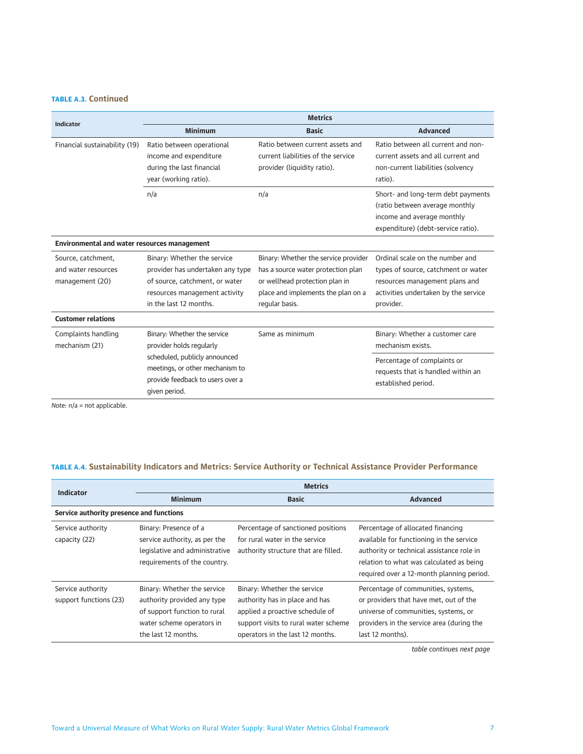**TABLE A.3. Continued**

| Indicator | Metrics | | |
|---|---|---|---|
| | **Minimum** | **Basic** | **Advanced** |
| Financial sustainability (19) | Ratio between operational income and expenditure during the last financial year (working ratio). | Ratio between current assets and current liabilities of the service provider (liquidity ratio). | Ratio between all current and non-current assets and all current and non-current liabilities (solvency ratio). |
| | n/a | n/a | Short- and long-term debt payments (ratio between average monthly income and average monthly expenditure) (debt-service ratio). |
| **Environmental and water resources management** | | | |
| Source, catchment, and water resources management (20) | Binary: Whether the service provider has undertaken any type of source, catchment, or water resources management activity in the last 12 months. | Binary: Whether the service provider has a source water protection plan or wellhead protection plan in place and implements the plan on a regular basis. | Ordinal scale on the number and types of source, catchment or water resources management plans and activities undertaken by the service provider. |
| **Customer relations** | | | |
| Complaints handling mechanism (21) | Binary: Whether the service provider holds regularly scheduled, publicly announced meetings, or other mechanism to provide feedback to users over a given period. | Same as minimum | Binary: Whether a customer care mechanism exists. |
| | | | Percentage of complaints or requests that is handled within an established period. |

*Note:* n/a = not applicable.

**TABLE A.4. Sustainability Indicators and Metrics: Service Authority or Technical Assistance Provider Performance**

| Indicator | Metrics | | |
|---|---|---|---|
| | **Minimum** | **Basic** | **Advanced** |
| **Service authority presence and functions** | | | |
| Service authority capacity (22) | Binary: Presence of a service authority, as per the legislative and administrative requirements of the country. | Percentage of sanctioned positions for rural water in the service authority structure that are filled. | Percentage of allocated financing available for functioning in the service authority or technical assistance role in relation to what was calculated as being required over a 12-month planning period. |
| Service authority support functions (23) | Binary: Whether the service authority provided any type of support function to rural water scheme operators in the last 12 months. | Binary: Whether the service authority has in place and has applied a proactive schedule of support visits to rural water scheme operators in the last 12 months. | Percentage of communities, systems, or providers that have met, out of the universe of communities, systems, or providers in the service area (during the last 12 months). |

*table continues next page*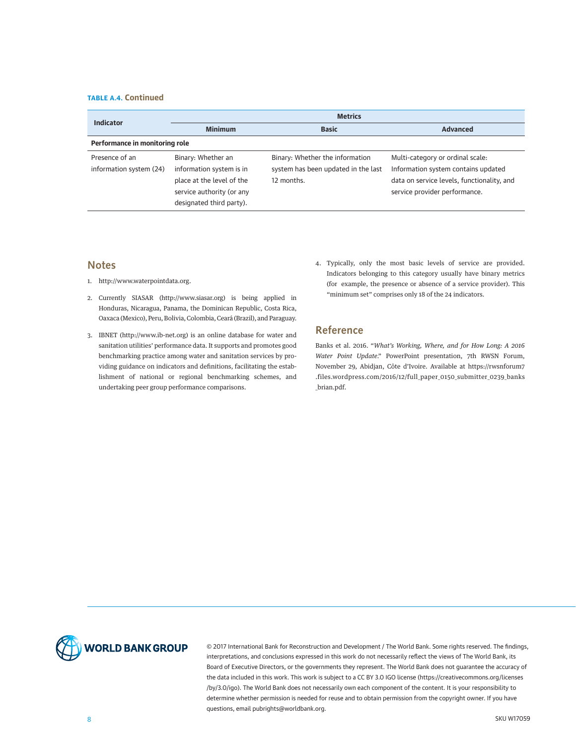**TABLE A.4. Continued**

| Indicator | Metrics | | |
| --- | --- | --- | --- |
| | Minimum | Basic | Advanced |
| **Performance in monitoring role** | | | |
| Presence of an information system (24) | Binary: Whether an information system is in place at the level of the service authority (or any designated third party). | Binary: Whether the information system has been updated in the last 12 months. | Multi-category or ordinal scale: Information system contains updated data on service levels, functionality, and service provider performance. |

## Notes

1. http://www.waterpointdata.org.
2. Currently SIASAR (http://www.siasar.org) is being applied in Honduras, Nicaragua, Panama, the Dominican Republic, Costa Rica, Oaxaca (Mexico), Peru, Bolivia, Colombia, Ceará (Brazil), and Paraguay.
3. IBNET (http://www.ib-net.org) is an online database for water and sanitation utilities' performance data. It supports and promotes good benchmarking practice among water and sanitation services by providing guidance on indicators and definitions, facilitating the establishment of national or regional benchmarking schemes, and undertaking peer group performance comparisons.
4. Typically, only the most basic levels of service are provided. Indicators belonging to this category usually have binary metrics (for example, the presence or absence of a service provider). This "minimum set" comprises only 18 of the 24 indicators.

## Reference

Banks et al. 2016. "*What's Working, Where, and for How Long: A 2016 Water Point Update.*" PowerPoint presentation, 7th RWSN Forum, November 29, Abidjan, Côte d'Ivoire. Available at https://rwsnforum7.files.wordpress.com/2016/12/full_paper_0150_submitter_0239_banks_brian.pdf.

WORLD BANK GROUP

© 2017 International Bank for Reconstruction and Development / The World Bank. Some rights reserved. The findings, interpretations, and conclusions expressed in this work do not necessarily reflect the views of The World Bank, its Board of Executive Directors, or the governments they represent. The World Bank does not guarantee the accuracy of the data included in this work. This work is subject to a CC BY 3.0 IGO license (https://creativecommons.org/licenses/by/3.0/igo). The World Bank does not necessarily own each component of the content. It is your responsibility to determine whether permission is needed for reuse and to obtain permission from the copyright owner. If you have questions, email pubrights@worldbank.org.

SKU W17059